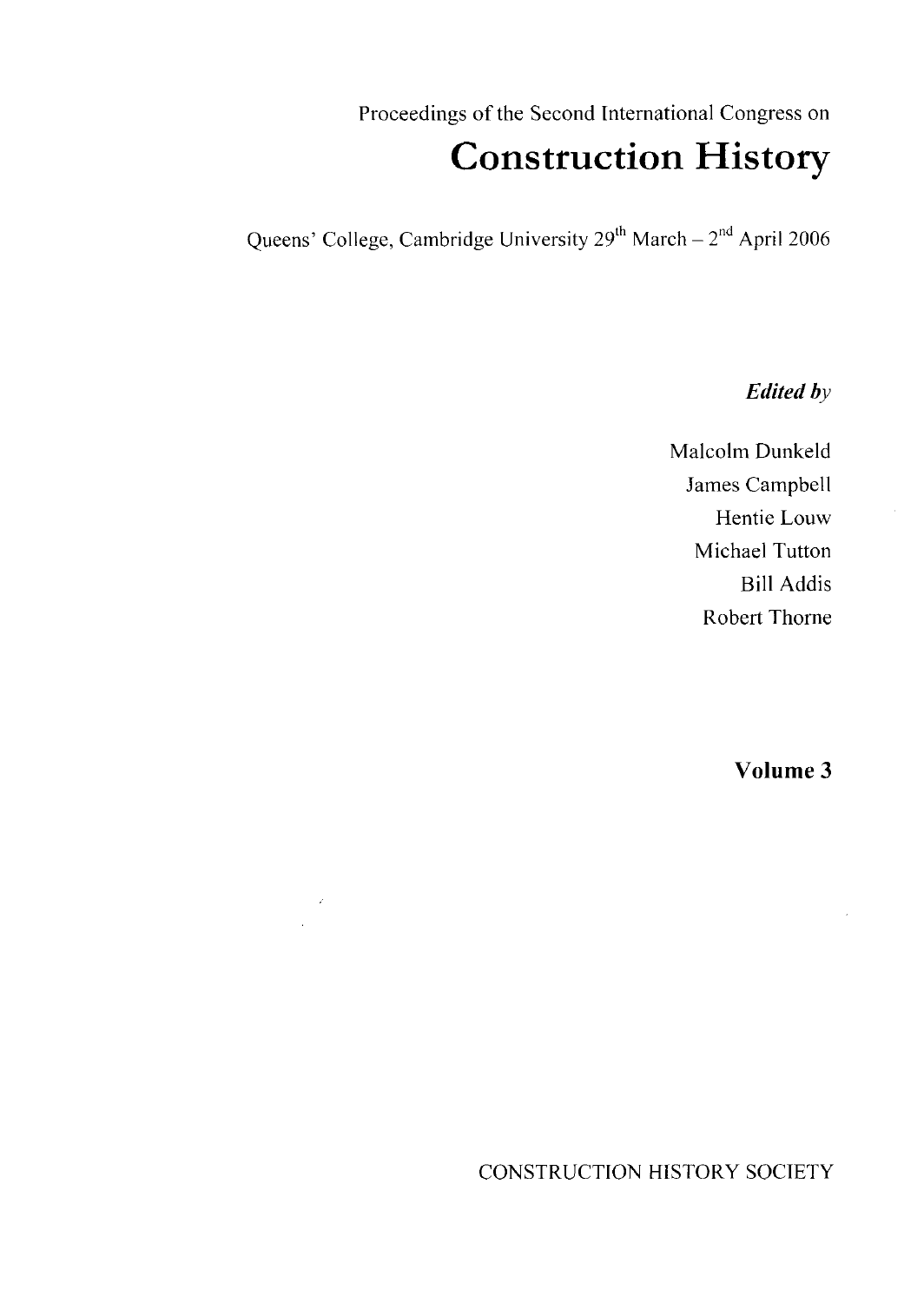Proceedings of the Second International Congress on

# Construction History

Queens' College, Cambridge University 29th March – 2nd April 2006

***Edited by***

Malcolm Dunkeld
James Campbell
Hentie Louw
Michael Tutton
Bill Addis
Robert Thorne

**Volume 3**

CONSTRUCTION HISTORY SOCIETY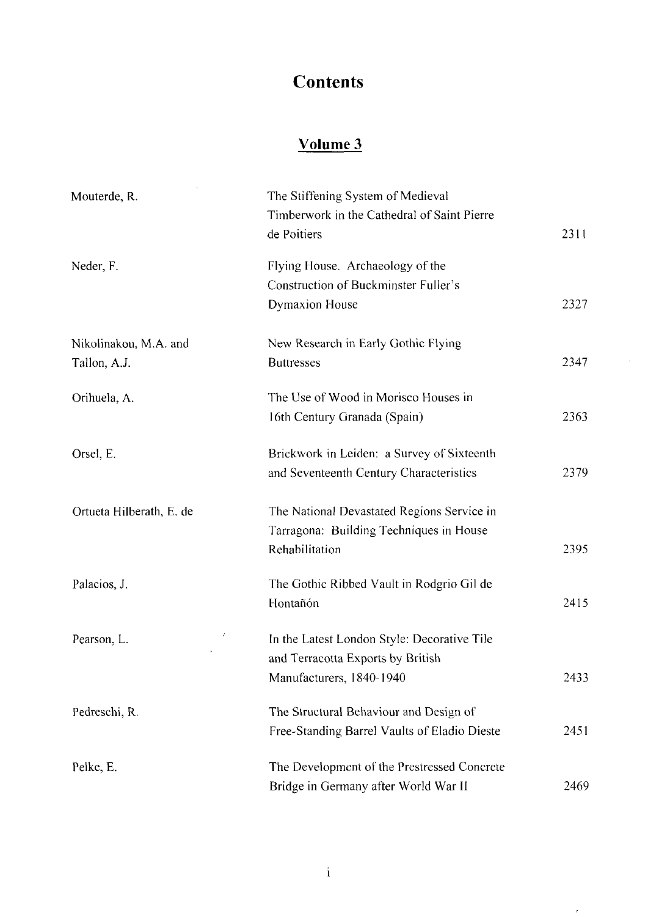# Contents

## Volume 3

| | | |
|---|---|---|
| Mouterde, R. | The Stiffening System of Medieval Timberwork in the Cathedral of Saint Pierre de Poitiers | 2311 |
| Neder, F. | Flying House. Archaeology of the Construction of Buckminster Fuller's Dymaxion House | 2327 |
| Nikolinakou, M.A. and Tallon, A.J. | New Research in Early Gothic Flying Buttresses | 2347 |
| Orihuela, A. | The Use of Wood in Morisco Houses in 16th Century Granada (Spain) | 2363 |
| Orsel, E. | Brickwork in Leiden: a Survey of Sixteenth and Seventeenth Century Characteristics | 2379 |
| Ortueta Hilberath, E. de | The National Devastated Regions Service in Tarragona: Building Techniques in House Rehabilitation | 2395 |
| Palacios, J. | The Gothic Ribbed Vault in Rodgrio Gil de Hontañón | 2415 |
| Pearson, L. | In the Latest London Style: Decorative Tile and Terracotta Exports by British Manufacturers, 1840-1940 | 2433 |
| Pedreschi, R. | The Structural Behaviour and Design of Free-Standing Barrel Vaults of Eladio Dieste | 2451 |
| Pelke, E. | The Development of the Prestressed Concrete Bridge in Germany after World War II | 2469 |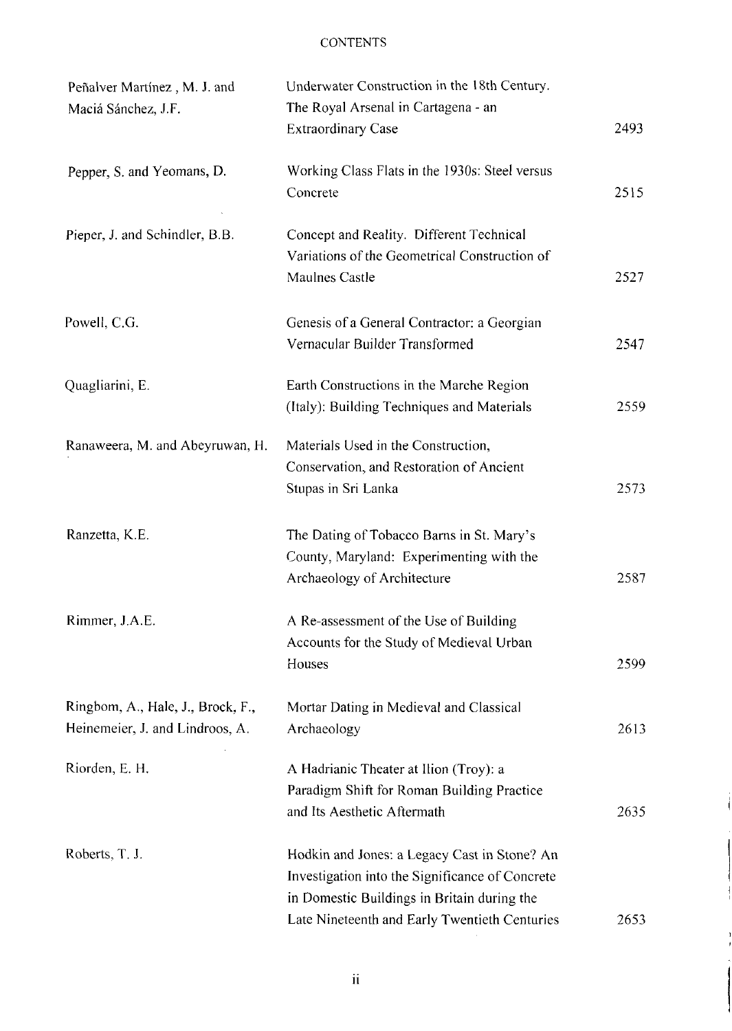CONTENTS

| Author | Title | Page |
| --- | --- | --- |
| Peñalver Martínez , M. J. and Maciá Sánchez, J.F. | Underwater Construction in the 18th Century. The Royal Arsenal in Cartagena - an Extraordinary Case | 2493 |
| Pepper, S. and Yeomans, D. | Working Class Flats in the 1930s: Steel versus Concrete | 2515 |
| Pieper, J. and Schindler, B.B. | Concept and Reality. Different Technical Variations of the Geometrical Construction of Maulnes Castle | 2527 |
| Powell, C.G. | Genesis of a General Contractor: a Georgian Vernacular Builder Transformed | 2547 |
| Quagliarini, E. | Earth Constructions in the Marche Region (Italy): Building Techniques and Materials | 2559 |
| Ranaweera, M. and Abeyruwan, H. | Materials Used in the Construction, Conservation, and Restoration of Ancient Stupas in Sri Lanka | 2573 |
| Ranzetta, K.E. | The Dating of Tobacco Barns in St. Mary's County, Maryland: Experimenting with the Archaeology of Architecture | 2587 |
| Rimmer, J.A.E. | A Re-assessment of the Use of Building Accounts for the Study of Medieval Urban Houses | 2599 |
| Ringbom, A., Hale, J., Brock, F., Heinemeier, J. and Lindroos, A. | Mortar Dating in Medieval and Classical Archaeology | 2613 |
| Riorden, E. H. | A Hadrianic Theater at Ilion (Troy): a Paradigm Shift for Roman Building Practice and Its Aesthetic Aftermath | 2635 |
| Roberts, T. J. | Hodkin and Jones: a Legacy Cast in Stone? An Investigation into the Significance of Concrete in Domestic Buildings in Britain during the Late Nineteenth and Early Twentieth Centuries | 2653 |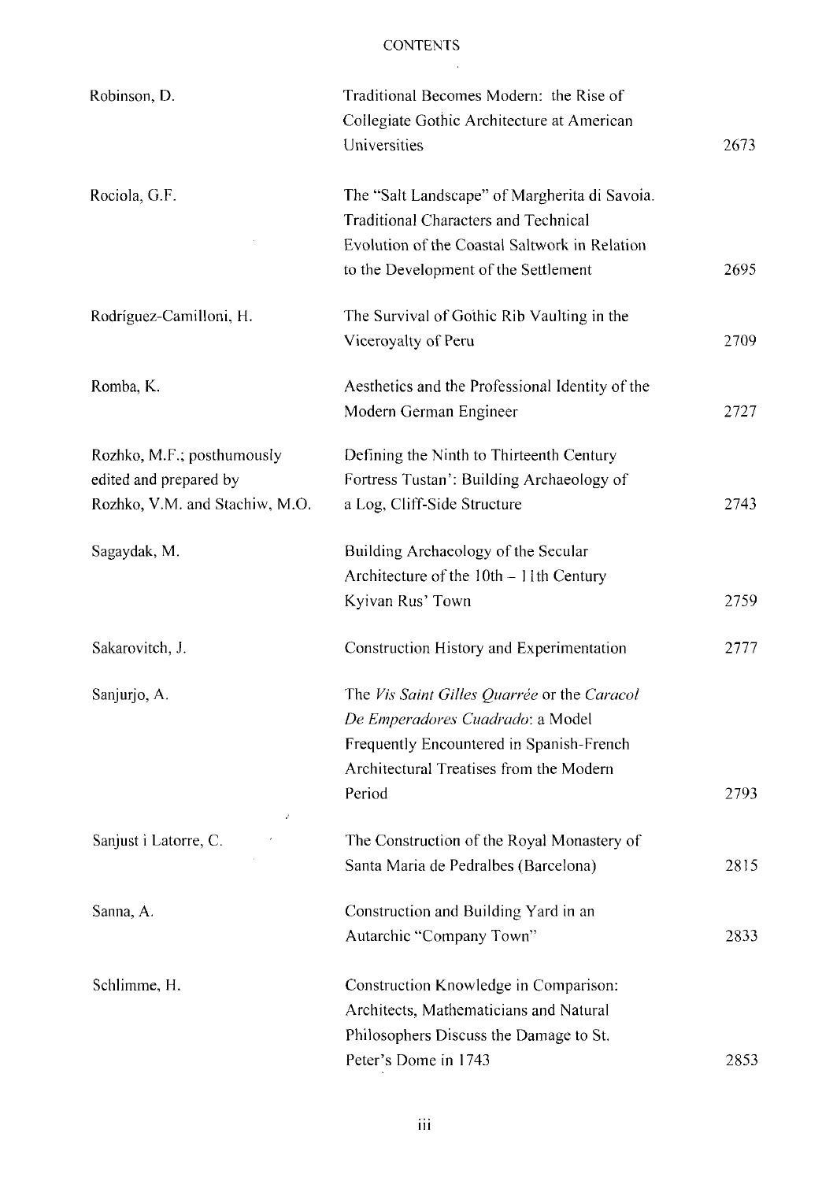# CONTENTS

| | | |
|---|---|---|
| Robinson, D. | Traditional Becomes Modern: the Rise of Collegiate Gothic Architecture at American Universities | 2673 |
| Rociola, G.F. | The "Salt Landscape" of Margherita di Savoia. Traditional Characters and Technical Evolution of the Coastal Saltwork in Relation to the Development of the Settlement | 2695 |
| Rodríguez-Camilloni, H. | The Survival of Gothic Rib Vaulting in the Viceroyalty of Peru | 2709 |
| Romba, K. | Aesthetics and the Professional Identity of the Modern German Engineer | 2727 |
| Rozhko, M.F.; posthumously edited and prepared by Rozhko, V.M. and Stachiw, M.O. | Defining the Ninth to Thirteenth Century Fortress Tustan': Building Archaeology of a Log, Cliff-Side Structure | 2743 |
| Sagaydak, M. | Building Archaeology of the Secular Architecture of the 10th – 11th Century Kyivan Rus' Town | 2759 |
| Sakarovitch, J. | Construction History and Experimentation | 2777 |
| Sanjurjo, A. | The *Vis Saint Gilles Quarrée* or the *Caracol De Emperadores Cuadrado*: a Model Frequently Encountered in Spanish-French Architectural Treatises from the Modern Period | 2793 |
| Sanjust i Latorre, C. | The Construction of the Royal Monastery of Santa Maria de Pedralbes (Barcelona) | 2815 |
| Sanna, A. | Construction and Building Yard in an Autarchic "Company Town" | 2833 |
| Schlimme, H. | Construction Knowledge in Comparison: Architects, Mathematicians and Natural Philosophers Discuss the Damage to St. Peter's Dome in 1743 | 2853 |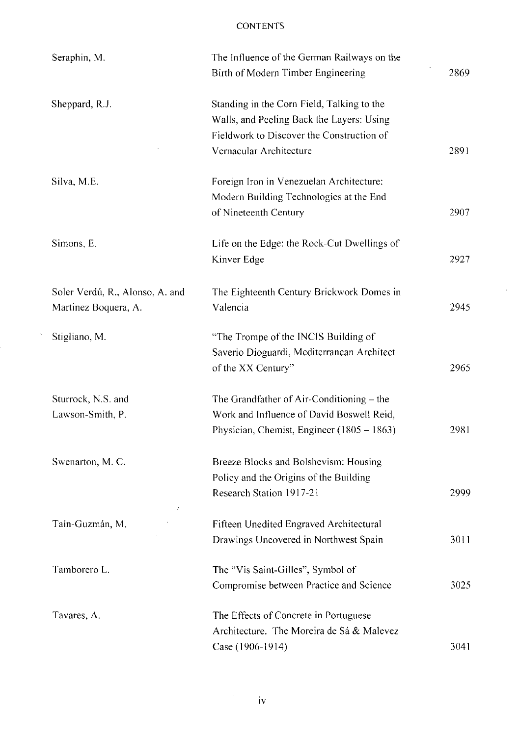CONTENTS

| | | |
|---|---|---|
| Seraphin, M. | The Influence of the German Railways on the Birth of Modern Timber Engineering | 2869 |
| Sheppard, R.J. | Standing in the Corn Field, Talking to the Walls, and Peeling Back the Layers: Using Fieldwork to Discover the Construction of Vernacular Architecture | 2891 |
| Silva, M.E. | Foreign Iron in Venezuelan Architecture: Modern Building Technologies at the End of Nineteenth Century | 2907 |
| Simons, E. | Life on the Edge: the Rock-Cut Dwellings of Kinver Edge | 2927 |
| Soler Verdú, R., Alonso, A. and Martinez Boquera, A. | The Eighteenth Century Brickwork Domes in Valencia | 2945 |
| Stigliano, M. | "The Trompe of the INCIS Building of Saverio Dioguardi, Mediterranean Architect of the XX Century" | 2965 |
| Sturrock, N.S. and Lawson-Smith, P. | The Grandfather of Air-Conditioning – the Work and Influence of David Boswell Reid, Physician, Chemist, Engineer (1805 – 1863) | 2981 |
| Swenarton, M. C. | Breeze Blocks and Bolshevism: Housing Policy and the Origins of the Building Research Station 1917-21 | 2999 |
| Tain-Guzmán, M. | Fifteen Unedited Engraved Architectural Drawings Uncovered in Northwest Spain | 3011 |
| Tamborero L. | The "Vis Saint-Gilles", Symbol of Compromise between Practice and Science | 3025 |
| Tavares, A. | The Effects of Concrete in Portuguese Architecture. The Moreira de Sá & Malevez Case (1906-1914) | 3041 |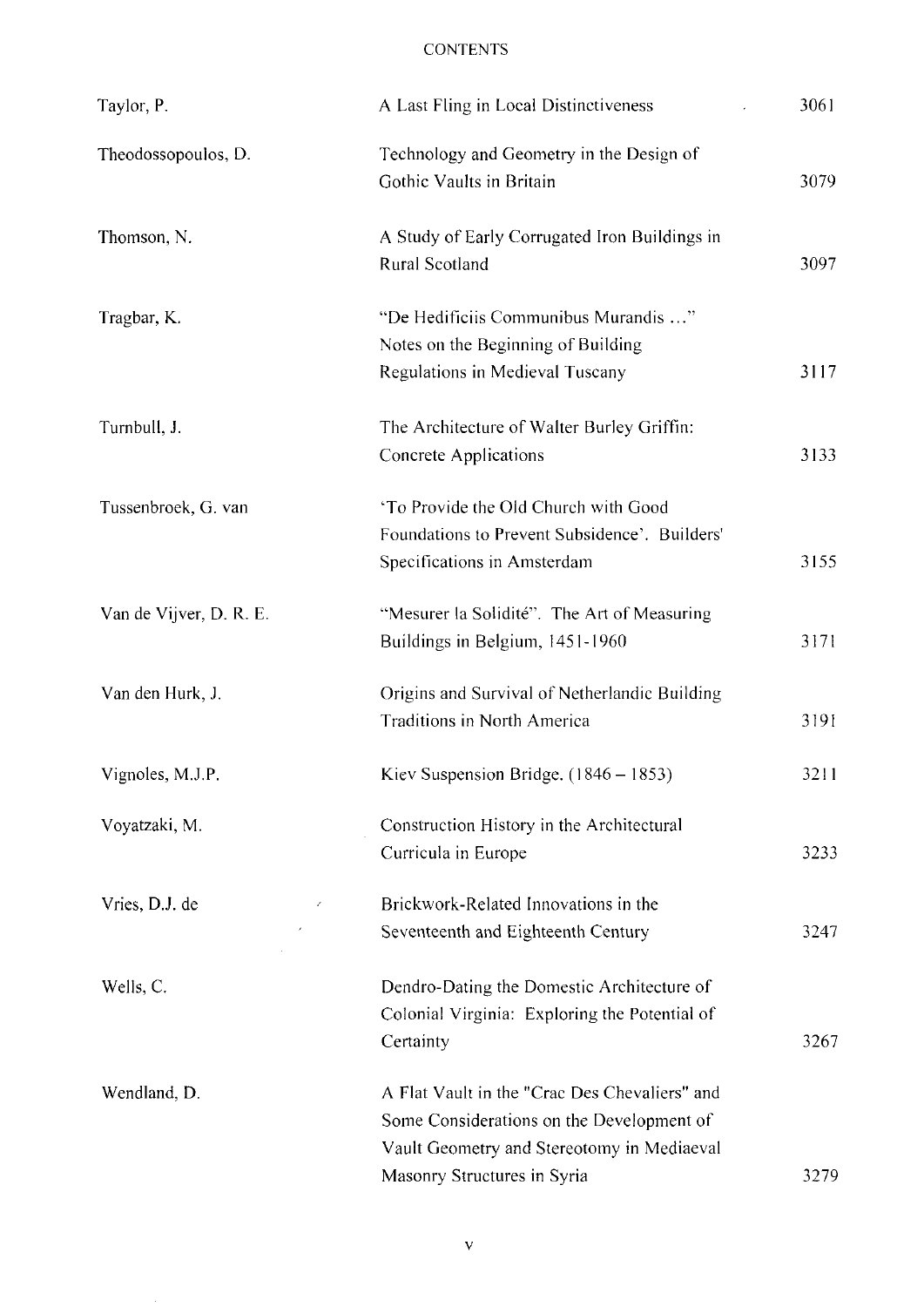CONTENTS

| | | |
|---|---|---|
| Taylor, P. | A Last Fling in Local Distinctiveness | 3061 |
| Theodossopoulos, D. | Technology and Geometry in the Design of Gothic Vaults in Britain | 3079 |
| Thomson, N. | A Study of Early Corrugated Iron Buildings in Rural Scotland | 3097 |
| Tragbar, K. | "De Hedificiis Communibus Murandis ..." Notes on the Beginning of Building Regulations in Medieval Tuscany | 3117 |
| Turnbull, J. | The Architecture of Walter Burley Griffin: Concrete Applications | 3133 |
| Tussenbroek, G. van | 'To Provide the Old Church with Good Foundations to Prevent Subsidence'. Builders' Specifications in Amsterdam | 3155 |
| Van de Vijver, D. R. E. | "Mesurer la Solidité". The Art of Measuring Buildings in Belgium, 1451-1960 | 3171 |
| Van den Hurk, J. | Origins and Survival of Netherlandic Building Traditions in North America | 3191 |
| Vignoles, M.J.P. | Kiev Suspension Bridge. (1846 – 1853) | 3211 |
| Voyatzaki, M. | Construction History in the Architectural Curricula in Europe | 3233 |
| Vries, D.J. de | Brickwork-Related Innovations in the Seventeenth and Eighteenth Century | 3247 |
| Wells, C. | Dendro-Dating the Domestic Architecture of Colonial Virginia: Exploring the Potential of Certainty | 3267 |
| Wendland, D. | A Flat Vault in the "Crac Des Chevaliers" and Some Considerations on the Development of Vault Geometry and Stereotomy in Mediaeval Masonry Structures in Syria | 3279 |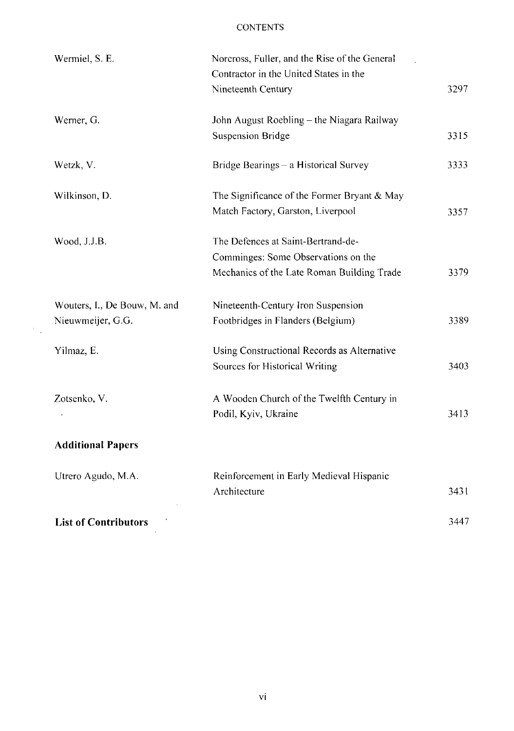CONTENTS

| | | |
|---|---|---|
| Wermiel, S. E. | Norcross, Fuller, and the Rise of the General Contractor in the United States in the Nineteenth Century | 3297 |
| Werner, G. | John August Roebling – the Niagara Railway Suspension Bridge | 3315 |
| Wetzk, V. | Bridge Bearings – a Historical Survey | 3333 |
| Wilkinson, D. | The Significance of the Former Bryant & May Match Factory, Garston, Liverpool | 3357 |
| Wood, J.J.B. | The Defences at Saint-Bertrand-de-Comminges: Some Observations on the Mechanics of the Late Roman Building Trade | 3379 |
| Wouters, I., De Bouw, M. and Nieuwmeijer, G.G. | Nineteenth-Century Iron Suspension Footbridges in Flanders (Belgium) | 3389 |
| Yilmaz, E. | Using Constructional Records as Alternative Sources for Historical Writing | 3403 |
| Zotsenko, V. | A Wooden Church of the Twelfth Century in Podil, Kyiv, Ukraine | 3413 |

**Additional Papers**

| | | |
|---|---|---|
| Utrero Agudo, M.A. | Reinforcement in Early Medieval Hispanic Architecture | 3431 |

**List of Contributors** 3447